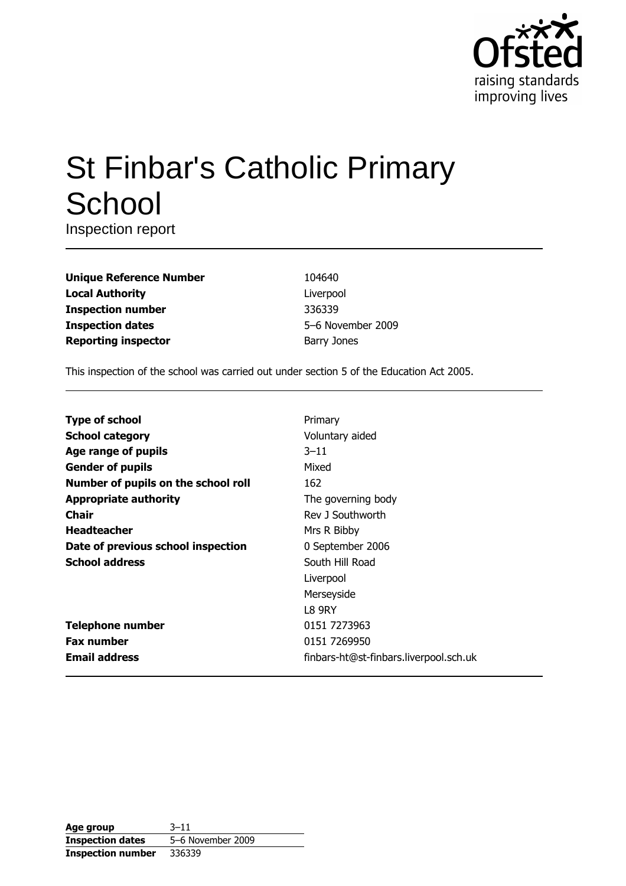# St Finbar's Catholic Primary School

Inspection report

| | |
|---|---|
| **Unique Reference Number** | 104640 |
| **Local Authority** | Liverpool |
| **Inspection number** | 336339 |
| **Inspection dates** | 5–6 November 2009 |
| **Reporting inspector** | Barry Jones |

This inspection of the school was carried out under section 5 of the Education Act 2005.

| | |
|---|---|
| **Type of school** | Primary |
| **School category** | Voluntary aided |
| **Age range of pupils** | 3–11 |
| **Gender of pupils** | Mixed |
| **Number of pupils on the school roll** | 162 |
| **Appropriate authority** | The governing body |
| **Chair** | Rev J Southworth |
| **Headteacher** | Mrs R Bibby |
| **Date of previous school inspection** | 0 September 2006 |
| **School address** | South Hill Road<br>Liverpool<br>Merseyside<br>L8 9RY |
| **Telephone number** | 0151 7273963 |
| **Fax number** | 0151 7269950 |
| **Email address** | finbars-ht@st-finbars.liverpool.sch.uk |

| | |
|---|---|
| **Age group** | 3–11 |
| **Inspection dates** | 5–6 November 2009 |
| **Inspection number** | 336339 |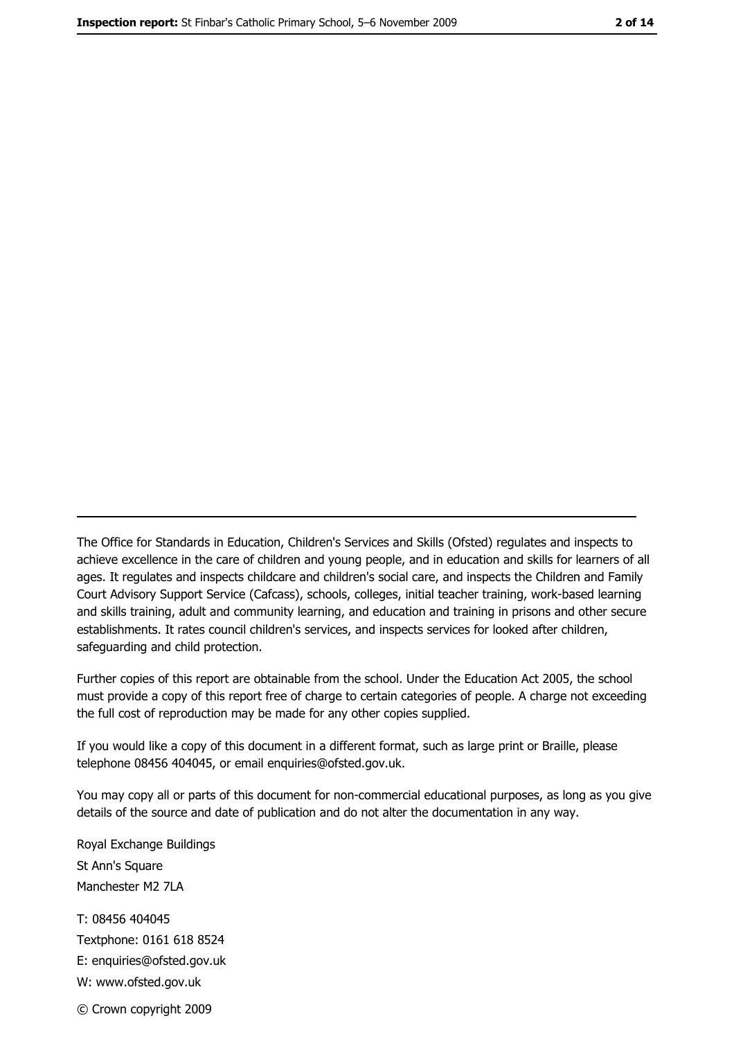The Office for Standards in Education, Children's Services and Skills (Ofsted) regulates and inspects to achieve excellence in the care of children and young people, and in education and skills for learners of all ages. It regulates and inspects childcare and children's social care, and inspects the Children and Family Court Advisory Support Service (Cafcass), schools, colleges, initial teacher training, work-based learning and skills training, adult and community learning, and education and training in prisons and other secure establishments. It rates council children's services, and inspects services for looked after children, safeguarding and child protection.

Further copies of this report are obtainable from the school. Under the Education Act 2005, the school must provide a copy of this report free of charge to certain categories of people. A charge not exceeding the full cost of reproduction may be made for any other copies supplied.

If you would like a copy of this document in a different format, such as large print or Braille, please telephone 08456 404045, or email enquiries@ofsted.gov.uk.

You may copy all or parts of this document for non-commercial educational purposes, as long as you give details of the source and date of publication and do not alter the documentation in any way.

Royal Exchange Buildings
St Ann's Square
Manchester M2 7LA

T: 08456 404045
Textphone: 0161 618 8524
E: enquiries@ofsted.gov.uk
W: www.ofsted.gov.uk

© Crown copyright 2009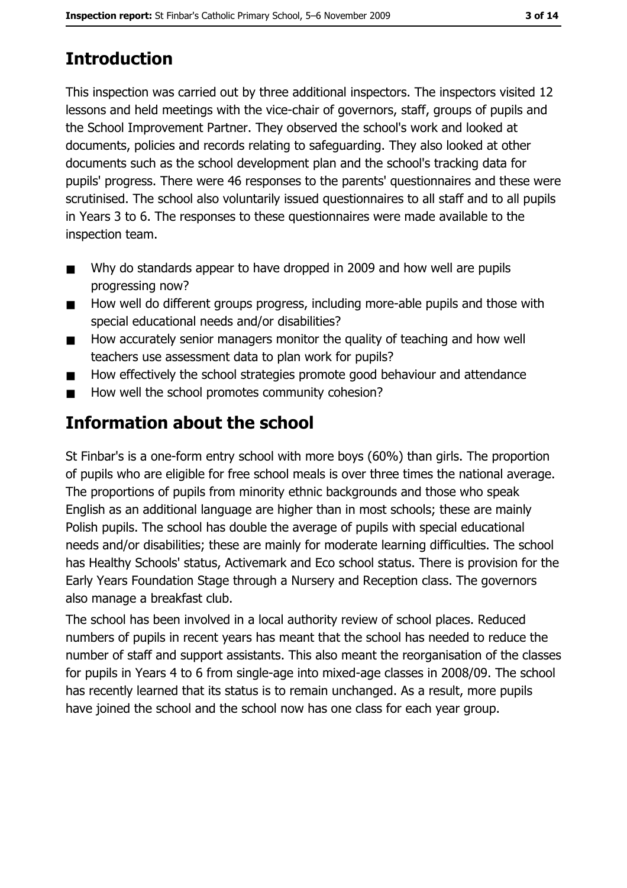## Introduction

This inspection was carried out by three additional inspectors. The inspectors visited 12 lessons and held meetings with the vice-chair of governors, staff, groups of pupils and the School Improvement Partner. They observed the school's work and looked at documents, policies and records relating to safeguarding. They also looked at other documents such as the school development plan and the school's tracking data for pupils' progress. There were 46 responses to the parents' questionnaires and these were scrutinised. The school also voluntarily issued questionnaires to all staff and to all pupils in Years 3 to 6. The responses to these questionnaires were made available to the inspection team.

- Why do standards appear to have dropped in 2009 and how well are pupils progressing now?
- How well do different groups progress, including more-able pupils and those with special educational needs and/or disabilities?
- How accurately senior managers monitor the quality of teaching and how well teachers use assessment data to plan work for pupils?
- How effectively the school strategies promote good behaviour and attendance
- How well the school promotes community cohesion?

## Information about the school

St Finbar's is a one-form entry school with more boys (60%) than girls. The proportion of pupils who are eligible for free school meals is over three times the national average. The proportions of pupils from minority ethnic backgrounds and those who speak English as an additional language are higher than in most schools; these are mainly Polish pupils. The school has double the average of pupils with special educational needs and/or disabilities; these are mainly for moderate learning difficulties. The school has Healthy Schools' status, Activemark and Eco school status. There is provision for the Early Years Foundation Stage through a Nursery and Reception class. The governors also manage a breakfast club.

The school has been involved in a local authority review of school places. Reduced numbers of pupils in recent years has meant that the school has needed to reduce the number of staff and support assistants. This also meant the reorganisation of the classes for pupils in Years 4 to 6 from single-age into mixed-age classes in 2008/09. The school has recently learned that its status is to remain unchanged. As a result, more pupils have joined the school and the school now has one class for each year group.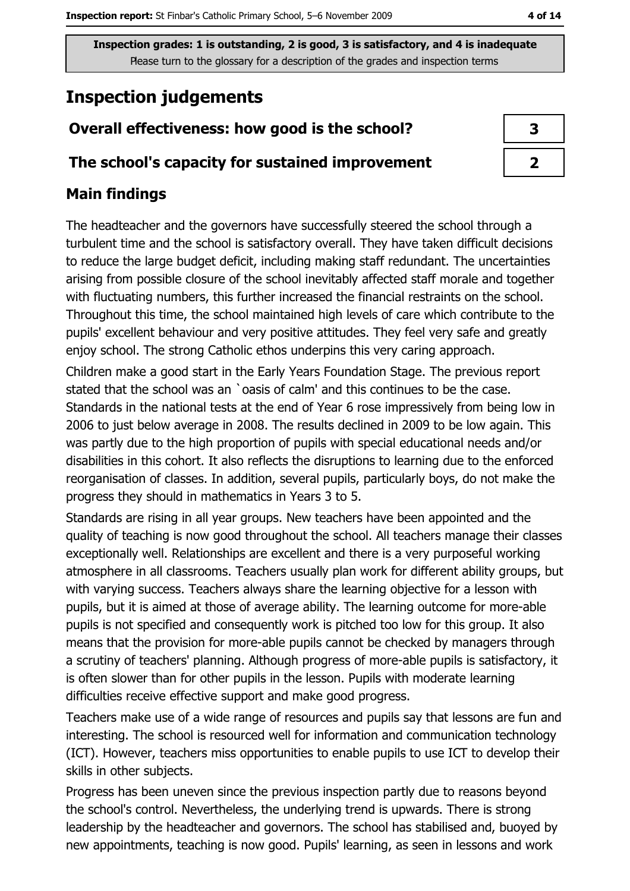Inspection grades: 1 is outstanding, 2 is good, 3 is satisfactory, and 4 is inadequate
Please turn to the glossary for a description of the grades and inspection terms

# Inspection judgements

| Overall effectiveness: how good is the school? | 3 |
|---|---|
| The school's capacity for sustained improvement | 2 |

## Main findings

The headteacher and the governors have successfully steered the school through a turbulent time and the school is satisfactory overall. They have taken difficult decisions to reduce the large budget deficit, including making staff redundant. The uncertainties arising from possible closure of the school inevitably affected staff morale and together with fluctuating numbers, this further increased the financial restraints on the school. Throughout this time, the school maintained high levels of care which contribute to the pupils' excellent behaviour and very positive attitudes. They feel very safe and greatly enjoy school. The strong Catholic ethos underpins this very caring approach.

Children make a good start in the Early Years Foundation Stage. The previous report stated that the school was an `oasis of calm' and this continues to be the case. Standards in the national tests at the end of Year 6 rose impressively from being low in 2006 to just below average in 2008. The results declined in 2009 to be low again. This was partly due to the high proportion of pupils with special educational needs and/or disabilities in this cohort. It also reflects the disruptions to learning due to the enforced reorganisation of classes. In addition, several pupils, particularly boys, do not make the progress they should in mathematics in Years 3 to 5.

Standards are rising in all year groups. New teachers have been appointed and the quality of teaching is now good throughout the school. All teachers manage their classes exceptionally well. Relationships are excellent and there is a very purposeful working atmosphere in all classrooms. Teachers usually plan work for different ability groups, but with varying success. Teachers always share the learning objective for a lesson with pupils, but it is aimed at those of average ability. The learning outcome for more-able pupils is not specified and consequently work is pitched too low for this group. It also means that the provision for more-able pupils cannot be checked by managers through a scrutiny of teachers' planning. Although progress of more-able pupils is satisfactory, it is often slower than for other pupils in the lesson. Pupils with moderate learning difficulties receive effective support and make good progress.

Teachers make use of a wide range of resources and pupils say that lessons are fun and interesting. The school is resourced well for information and communication technology (ICT). However, teachers miss opportunities to enable pupils to use ICT to develop their skills in other subjects.

Progress has been uneven since the previous inspection partly due to reasons beyond the school's control. Nevertheless, the underlying trend is upwards. There is strong leadership by the headteacher and governors. The school has stabilised and, buoyed by new appointments, teaching is now good. Pupils' learning, as seen in lessons and work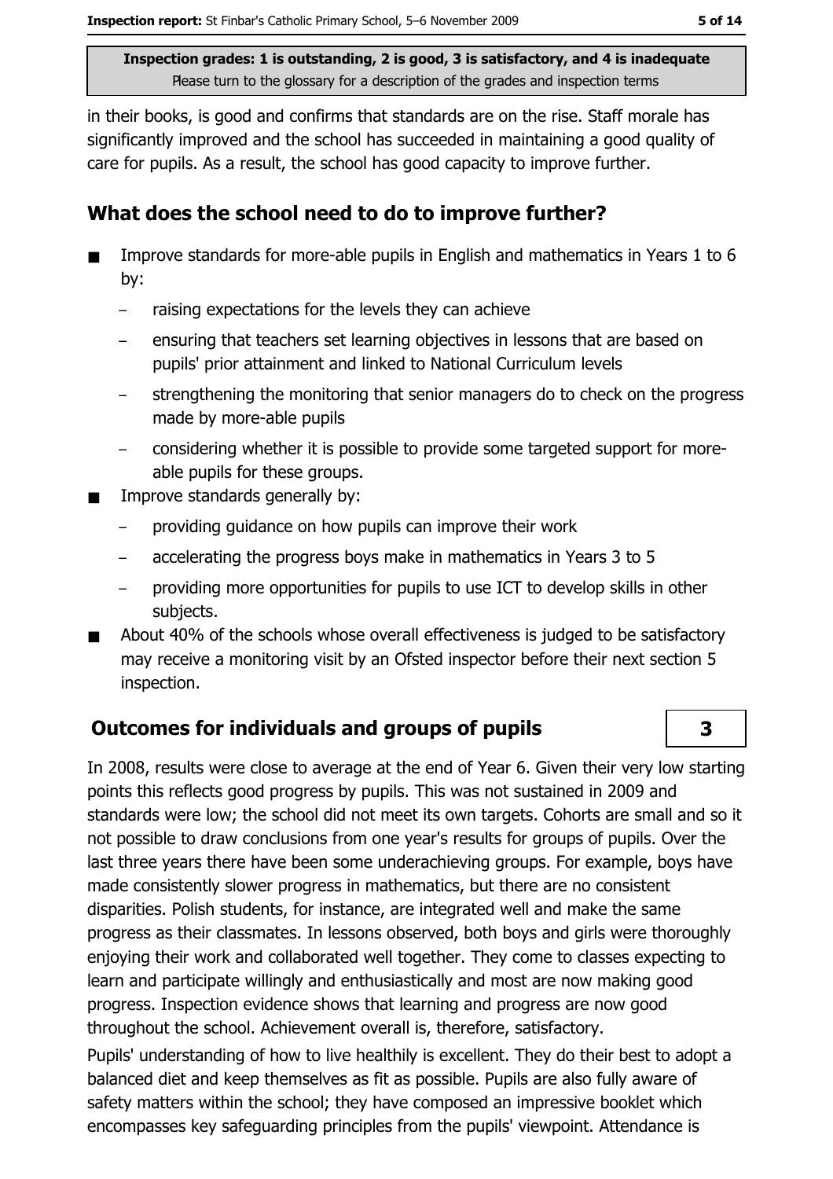in their books, is good and confirms that standards are on the rise. Staff morale has significantly improved and the school has succeeded in maintaining a good quality of care for pupils. As a result, the school has good capacity to improve further.

## What does the school need to do to improve further?

- Improve standards for more-able pupils in English and mathematics in Years 1 to 6 by:
  - raising expectations for the levels they can achieve
  - ensuring that teachers set learning objectives in lessons that are based on pupils' prior attainment and linked to National Curriculum levels
  - strengthening the monitoring that senior managers do to check on the progress made by more-able pupils
  - considering whether it is possible to provide some targeted support for more-able pupils for these groups.
- Improve standards generally by:
  - providing guidance on how pupils can improve their work
  - accelerating the progress boys make in mathematics in Years 3 to 5
  - providing more opportunities for pupils to use ICT to develop skills in other subjects.
- About 40% of the schools whose overall effectiveness is judged to be satisfactory may receive a monitoring visit by an Ofsted inspector before their next section 5 inspection.

## Outcomes for individuals and groups of pupils

**3**

In 2008, results were close to average at the end of Year 6. Given their very low starting points this reflects good progress by pupils. This was not sustained in 2009 and standards were low; the school did not meet its own targets. Cohorts are small and so it not possible to draw conclusions from one year's results for groups of pupils. Over the last three years there have been some underachieving groups. For example, boys have made consistently slower progress in mathematics, but there are no consistent disparities. Polish students, for instance, are integrated well and make the same progress as their classmates. In lessons observed, both boys and girls were thoroughly enjoying their work and collaborated well together. They come to classes expecting to learn and participate willingly and enthusiastically and most are now making good progress. Inspection evidence shows that learning and progress are now good throughout the school. Achievement overall is, therefore, satisfactory.

Pupils' understanding of how to live healthily is excellent. They do their best to adopt a balanced diet and keep themselves as fit as possible. Pupils are also fully aware of safety matters within the school; they have composed an impressive booklet which encompasses key safeguarding principles from the pupils' viewpoint. Attendance is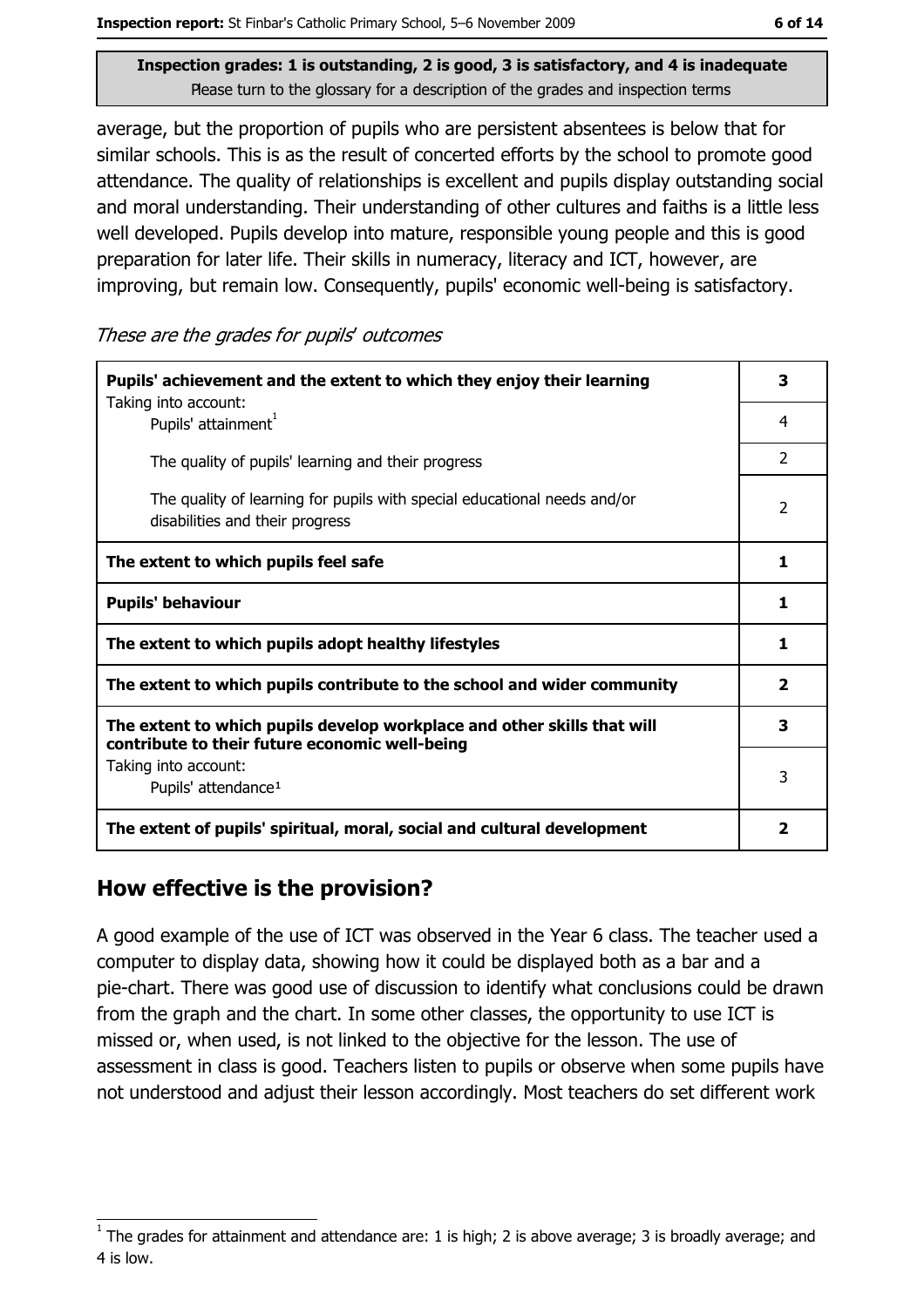**Inspection grades: 1 is outstanding, 2 is good, 3 is satisfactory, and 4 is inadequate**
Please turn to the glossary for a description of the grades and inspection terms

average, but the proportion of pupils who are persistent absentees is below that for similar schools. This is as the result of concerted efforts by the school to promote good attendance. The quality of relationships is excellent and pupils display outstanding social and moral understanding. Their understanding of other cultures and faiths is a little less well developed. Pupils develop into mature, responsible young people and this is good preparation for later life. Their skills in numeracy, literacy and ICT, however, are improving, but remain low. Consequently, pupils' economic well-being is satisfactory.

*These are the grades for pupils' outcomes*

| | |
|---|---|
| **Pupils' achievement and the extent to which they enjoy their learning** | **3** |
| Taking into account: Pupils' attainment[1] | 4 |
| The quality of pupils' learning and their progress | 2 |
| The quality of learning for pupils with special educational needs and/or disabilities and their progress | 2 |
| **The extent to which pupils feel safe** | **1** |
| **Pupils' behaviour** | **1** |
| **The extent to which pupils adopt healthy lifestyles** | **1** |
| **The extent to which pupils contribute to the school and wider community** | **2** |
| **The extent to which pupils develop workplace and other skills that will contribute to their future economic well-being** | **3** |
| Taking into account: Pupils' attendance[1] | 3 |
| **The extent of pupils' spiritual, moral, social and cultural development** | **2** |

## How effective is the provision?

A good example of the use of ICT was observed in the Year 6 class. The teacher used a computer to display data, showing how it could be displayed both as a bar and a pie-chart. There was good use of discussion to identify what conclusions could be drawn from the graph and the chart. In some other classes, the opportunity to use ICT is missed or, when used, is not linked to the objective for the lesson. The use of assessment in class is good. Teachers listen to pupils or observe when some pupils have not understood and adjust their lesson accordingly. Most teachers do set different work

[1] The grades for attainment and attendance are: 1 is high; 2 is above average; 3 is broadly average; and 4 is low.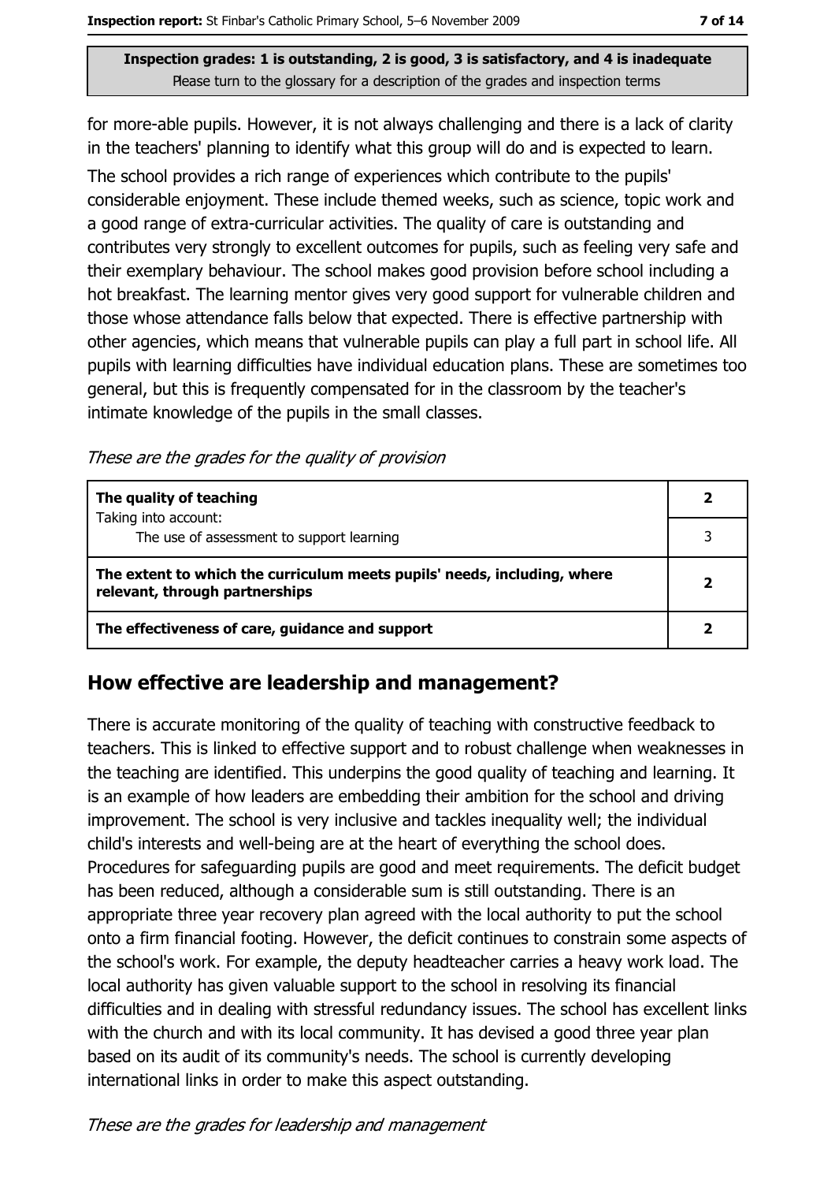**Inspection grades: 1 is outstanding, 2 is good, 3 is satisfactory, and 4 is inadequate**
Please turn to the glossary for a description of the grades and inspection terms

for more-able pupils. However, it is not always challenging and there is a lack of clarity in the teachers' planning to identify what this group will do and is expected to learn.

The school provides a rich range of experiences which contribute to the pupils' considerable enjoyment. These include themed weeks, such as science, topic work and a good range of extra-curricular activities. The quality of care is outstanding and contributes very strongly to excellent outcomes for pupils, such as feeling very safe and their exemplary behaviour. The school makes good provision before school including a hot breakfast. The learning mentor gives very good support for vulnerable children and those whose attendance falls below that expected. There is effective partnership with other agencies, which means that vulnerable pupils can play a full part in school life. All pupils with learning difficulties have individual education plans. These are sometimes too general, but this is frequently compensated for in the classroom by the teacher's intimate knowledge of the pupils in the small classes.

*These are the grades for the quality of provision*

| | |
|---|---|
| **The quality of teaching**<br>Taking into account: | **2** |
| The use of assessment to support learning | 3 |
| **The extent to which the curriculum meets pupils' needs, including, where relevant, through partnerships** | **2** |
| **The effectiveness of care, guidance and support** | **2** |

## How effective are leadership and management?

There is accurate monitoring of the quality of teaching with constructive feedback to teachers. This is linked to effective support and to robust challenge when weaknesses in the teaching are identified. This underpins the good quality of teaching and learning. It is an example of how leaders are embedding their ambition for the school and driving improvement. The school is very inclusive and tackles inequality well; the individual child's interests and well-being are at the heart of everything the school does. Procedures for safeguarding pupils are good and meet requirements. The deficit budget has been reduced, although a considerable sum is still outstanding. There is an appropriate three year recovery plan agreed with the local authority to put the school onto a firm financial footing. However, the deficit continues to constrain some aspects of the school's work. For example, the deputy headteacher carries a heavy work load. The local authority has given valuable support to the school in resolving its financial difficulties and in dealing with stressful redundancy issues. The school has excellent links with the church and with its local community. It has devised a good three year plan based on its audit of its community's needs. The school is currently developing international links in order to make this aspect outstanding.

*These are the grades for leadership and management*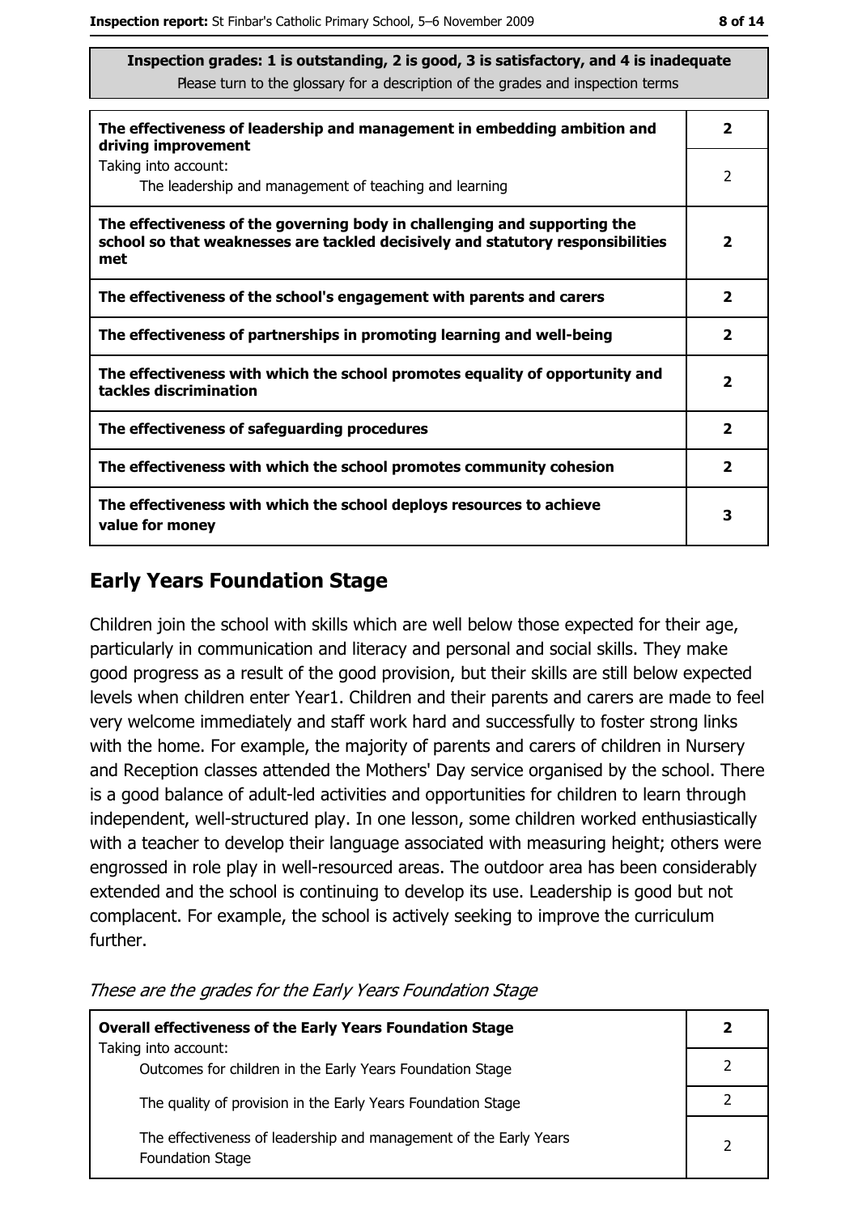**Inspection grades: 1 is outstanding, 2 is good, 3 is satisfactory, and 4 is inadequate**
Please turn to the glossary for a description of the grades and inspection terms

| | |
|---|---|
| **The effectiveness of leadership and management in embedding ambition and driving improvement** | **2** |
| Taking into account: The leadership and management of teaching and learning | 2 |
| **The effectiveness of the governing body in challenging and supporting the school so that weaknesses are tackled decisively and statutory responsibilities met** | **2** |
| **The effectiveness of the school's engagement with parents and carers** | **2** |
| **The effectiveness of partnerships in promoting learning and well-being** | **2** |
| **The effectiveness with which the school promotes equality of opportunity and tackles discrimination** | **2** |
| **The effectiveness of safeguarding procedures** | **2** |
| **The effectiveness with which the school promotes community cohesion** | **2** |
| **The effectiveness with which the school deploys resources to achieve value for money** | **3** |

## Early Years Foundation Stage

Children join the school with skills which are well below those expected for their age, particularly in communication and literacy and personal and social skills. They make good progress as a result of the good provision, but their skills are still below expected levels when children enter Year1. Children and their parents and carers are made to feel very welcome immediately and staff work hard and successfully to foster strong links with the home. For example, the majority of parents and carers of children in Nursery and Reception classes attended the Mothers' Day service organised by the school. There is a good balance of adult-led activities and opportunities for children to learn through independent, well-structured play. In one lesson, some children worked enthusiastically with a teacher to develop their language associated with measuring height; others were engrossed in role play in well-resourced areas. The outdoor area has been considerably extended and the school is continuing to develop its use. Leadership is good but not complacent. For example, the school is actively seeking to improve the curriculum further.

*These are the grades for the Early Years Foundation Stage*

| | |
|---|---|
| **Overall effectiveness of the Early Years Foundation Stage** | **2** |
| Taking into account: Outcomes for children in the Early Years Foundation Stage | 2 |
| The quality of provision in the Early Years Foundation Stage | 2 |
| The effectiveness of leadership and management of the Early Years Foundation Stage | 2 |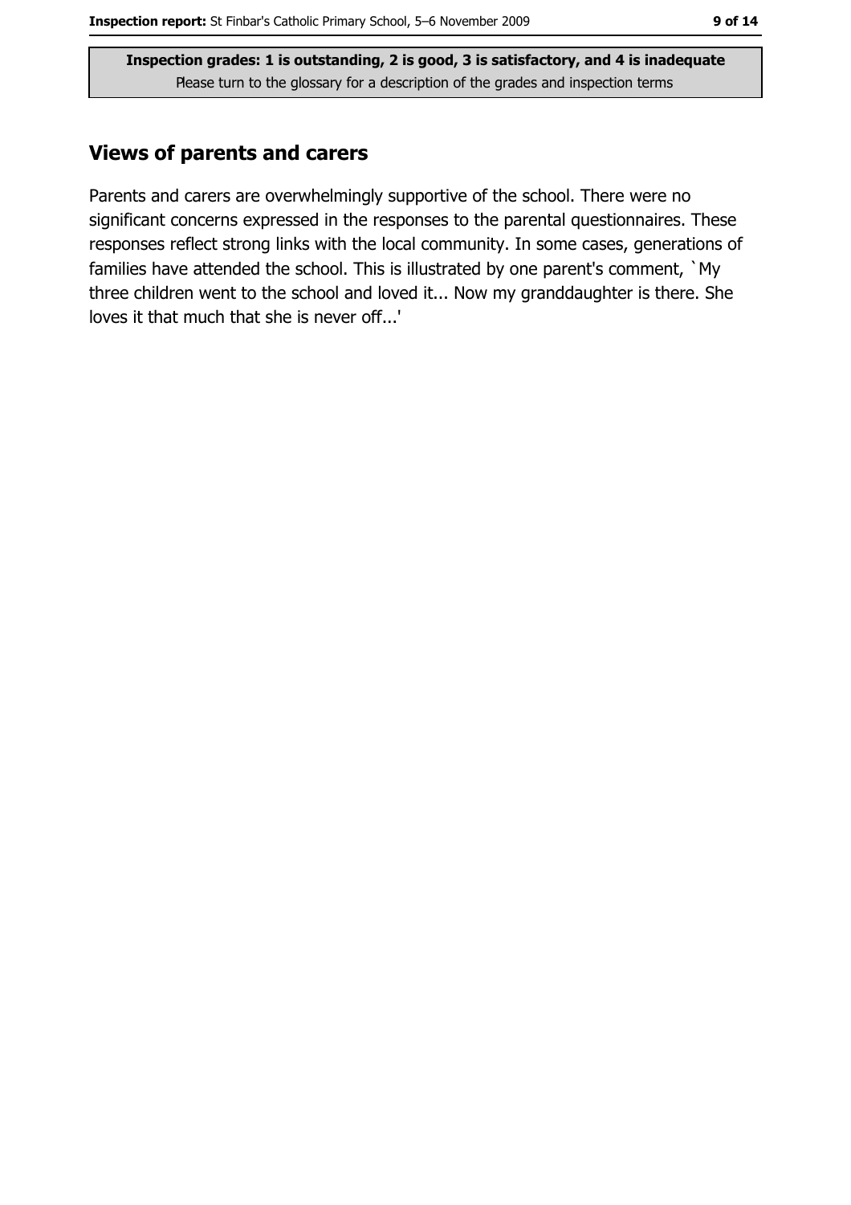**Inspection grades: 1 is outstanding, 2 is good, 3 is satisfactory, and 4 is inadequate**
Please turn to the glossary for a description of the grades and inspection terms

## Views of parents and carers

Parents and carers are overwhelmingly supportive of the school. There were no significant concerns expressed in the responses to the parental questionnaires. These responses reflect strong links with the local community. In some cases, generations of families have attended the school. This is illustrated by one parent's comment, `My three children went to the school and loved it... Now my granddaughter is there. She loves it that much that she is never off...'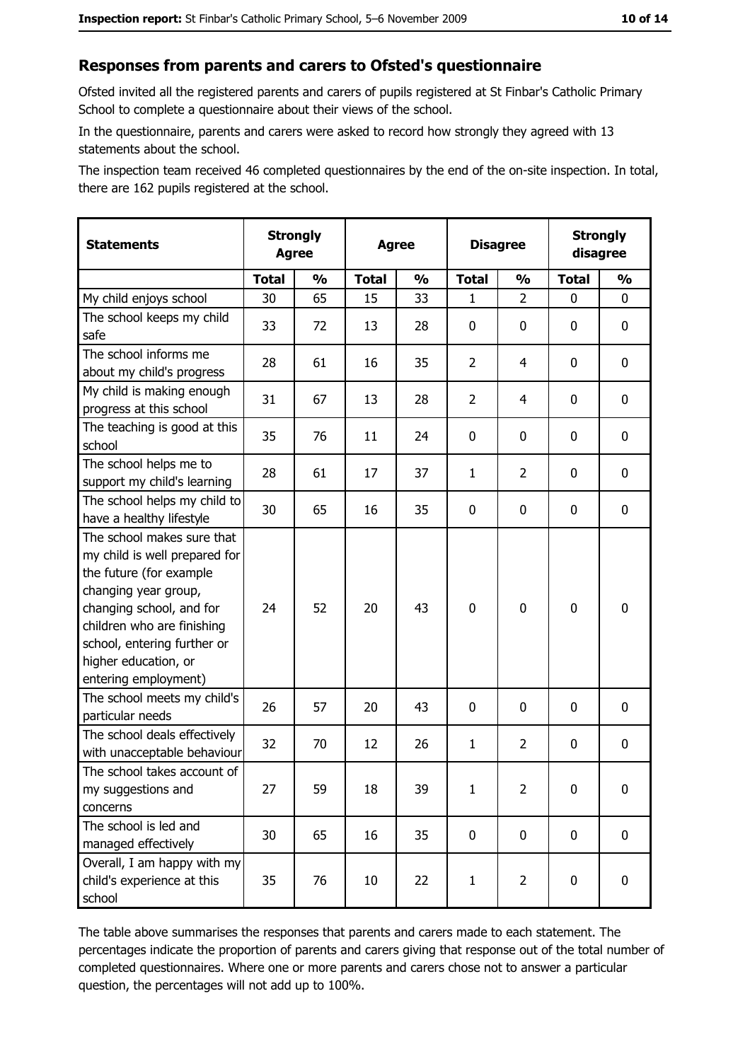## Responses from parents and carers to Ofsted's questionnaire

Ofsted invited all the registered parents and carers of pupils registered at St Finbar's Catholic Primary School to complete a questionnaire about their views of the school.

In the questionnaire, parents and carers were asked to record how strongly they agreed with 13 statements about the school.

The inspection team received 46 completed questionnaires by the end of the on-site inspection. In total, there are 162 pupils registered at the school.

| Statements | Strongly Agree | | Agree | | Disagree | | Strongly disagree | |
|---|---|---|---|---|---|---|---|---|
| | Total | % | Total | % | Total | % | Total | % |
| My child enjoys school | 30 | 65 | 15 | 33 | 1 | 2 | 0 | 0 |
| The school keeps my child safe | 33 | 72 | 13 | 28 | 0 | 0 | 0 | 0 |
| The school informs me about my child's progress | 28 | 61 | 16 | 35 | 2 | 4 | 0 | 0 |
| My child is making enough progress at this school | 31 | 67 | 13 | 28 | 2 | 4 | 0 | 0 |
| The teaching is good at this school | 35 | 76 | 11 | 24 | 0 | 0 | 0 | 0 |
| The school helps me to support my child's learning | 28 | 61 | 17 | 37 | 1 | 2 | 0 | 0 |
| The school helps my child to have a healthy lifestyle | 30 | 65 | 16 | 35 | 0 | 0 | 0 | 0 |
| The school makes sure that my child is well prepared for the future (for example changing year group, changing school, and for children who are finishing school, entering further or higher education, or entering employment) | 24 | 52 | 20 | 43 | 0 | 0 | 0 | 0 |
| The school meets my child's particular needs | 26 | 57 | 20 | 43 | 0 | 0 | 0 | 0 |
| The school deals effectively with unacceptable behaviour | 32 | 70 | 12 | 26 | 1 | 2 | 0 | 0 |
| The school takes account of my suggestions and concerns | 27 | 59 | 18 | 39 | 1 | 2 | 0 | 0 |
| The school is led and managed effectively | 30 | 65 | 16 | 35 | 0 | 0 | 0 | 0 |
| Overall, I am happy with my child's experience at this school | 35 | 76 | 10 | 22 | 1 | 2 | 0 | 0 |

The table above summarises the responses that parents and carers made to each statement. The percentages indicate the proportion of parents and carers giving that response out of the total number of completed questionnaires. Where one or more parents and carers chose not to answer a particular question, the percentages will not add up to 100%.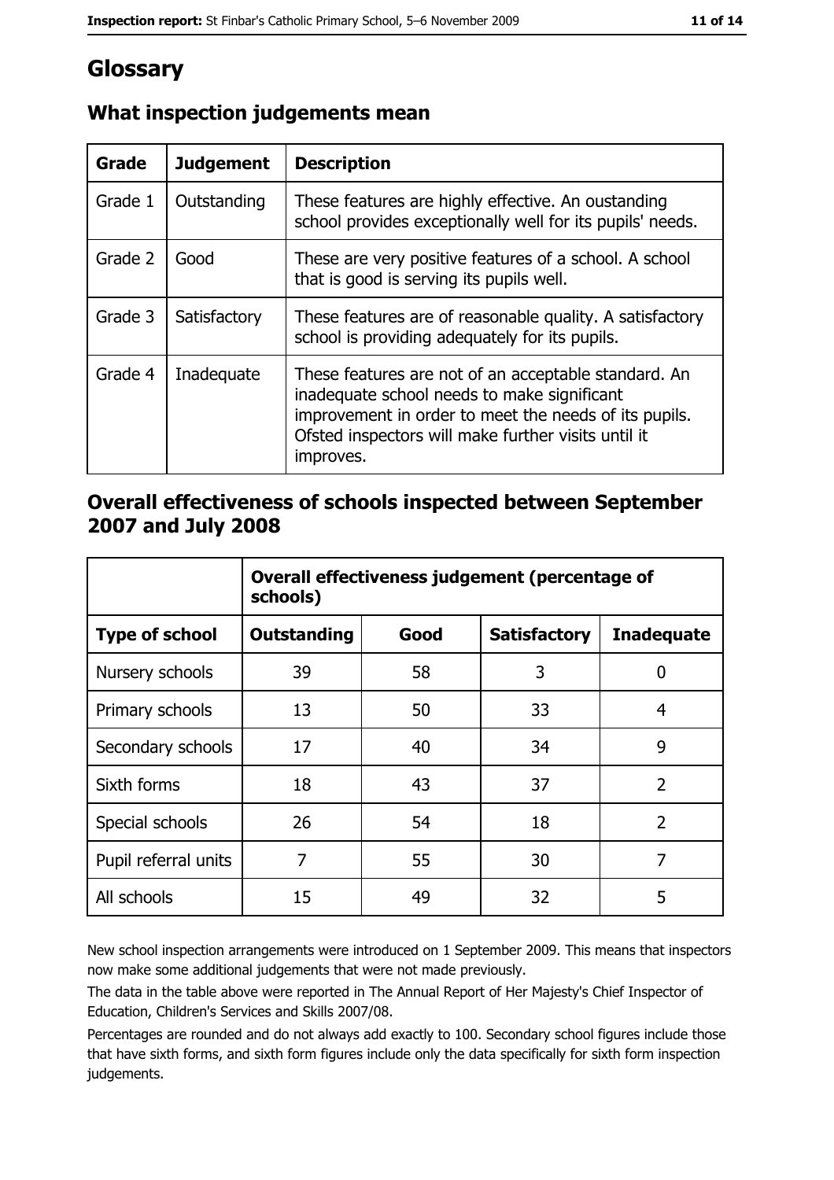# Glossary

## What inspection judgements mean

| Grade | Judgement | Description |
| --- | --- | --- |
| Grade 1 | Outstanding | These features are highly effective. An oustanding school provides exceptionally well for its pupils' needs. |
| Grade 2 | Good | These are very positive features of a school. A school that is good is serving its pupils well. |
| Grade 3 | Satisfactory | These features are of reasonable quality. A satisfactory school is providing adequately for its pupils. |
| Grade 4 | Inadequate | These features are not of an acceptable standard. An inadequate school needs to make significant improvement in order to meet the needs of its pupils. Ofsted inspectors will make further visits until it improves. |

## Overall effectiveness of schools inspected between September 2007 and July 2008

| | Overall effectiveness judgement (percentage of schools) | | | |
| --- | --- | --- | --- | --- |
| **Type of school** | **Outstanding** | **Good** | **Satisfactory** | **Inadequate** |
| Nursery schools | 39 | 58 | 3 | 0 |
| Primary schools | 13 | 50 | 33 | 4 |
| Secondary schools | 17 | 40 | 34 | 9 |
| Sixth forms | 18 | 43 | 37 | 2 |
| Special schools | 26 | 54 | 18 | 2 |
| Pupil referral units | 7 | 55 | 30 | 7 |
| All schools | 15 | 49 | 32 | 5 |

New school inspection arrangements were introduced on 1 September 2009. This means that inspectors now make some additional judgements that were not made previously.

The data in the table above were reported in The Annual Report of Her Majesty's Chief Inspector of Education, Children's Services and Skills 2007/08.

Percentages are rounded and do not always add exactly to 100. Secondary school figures include those that have sixth forms, and sixth form figures include only the data specifically for sixth form inspection judgements.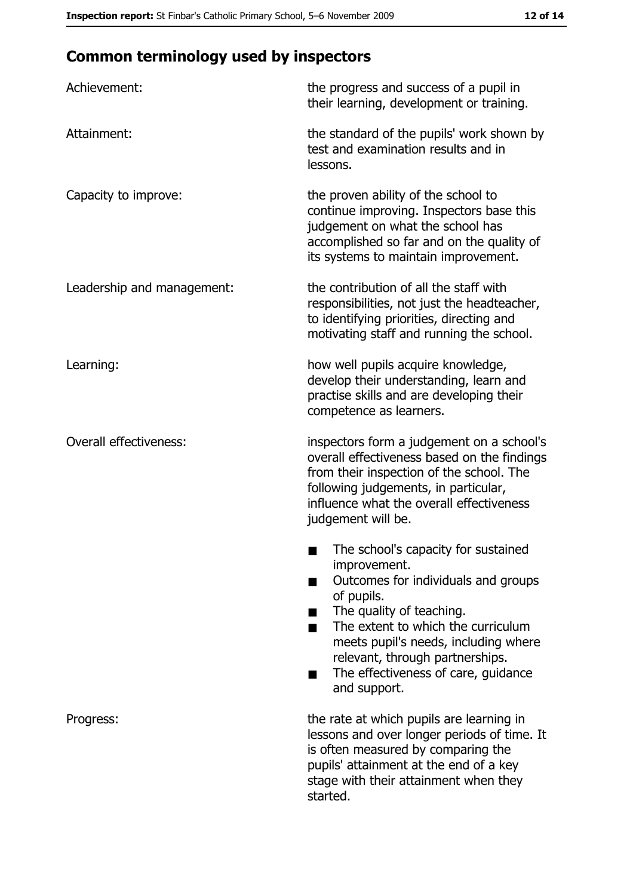## Common terminology used by inspectors

| | |
|---|---|
| Achievement: | the progress and success of a pupil in their learning, development or training. |
| Attainment: | the standard of the pupils' work shown by test and examination results and in lessons. |
| Capacity to improve: | the proven ability of the school to continue improving. Inspectors base this judgement on what the school has accomplished so far and on the quality of its systems to maintain improvement. |
| Leadership and management: | the contribution of all the staff with responsibilities, not just the headteacher, to identifying priorities, directing and motivating staff and running the school. |
| Learning: | how well pupils acquire knowledge, develop their understanding, learn and practise skills and are developing their competence as learners. |
| Overall effectiveness: | inspectors form a judgement on a school's overall effectiveness based on the findings from their inspection of the school. The following judgements, in particular, influence what the overall effectiveness judgement will be. <br>■ The school's capacity for sustained improvement. <br>■ Outcomes for individuals and groups of pupils. <br>■ The quality of teaching. <br>■ The extent to which the curriculum meets pupil's needs, including where relevant, through partnerships. <br>■ The effectiveness of care, guidance and support. |
| Progress: | the rate at which pupils are learning in lessons and over longer periods of time. It is often measured by comparing the pupils' attainment at the end of a key stage with their attainment when they started. |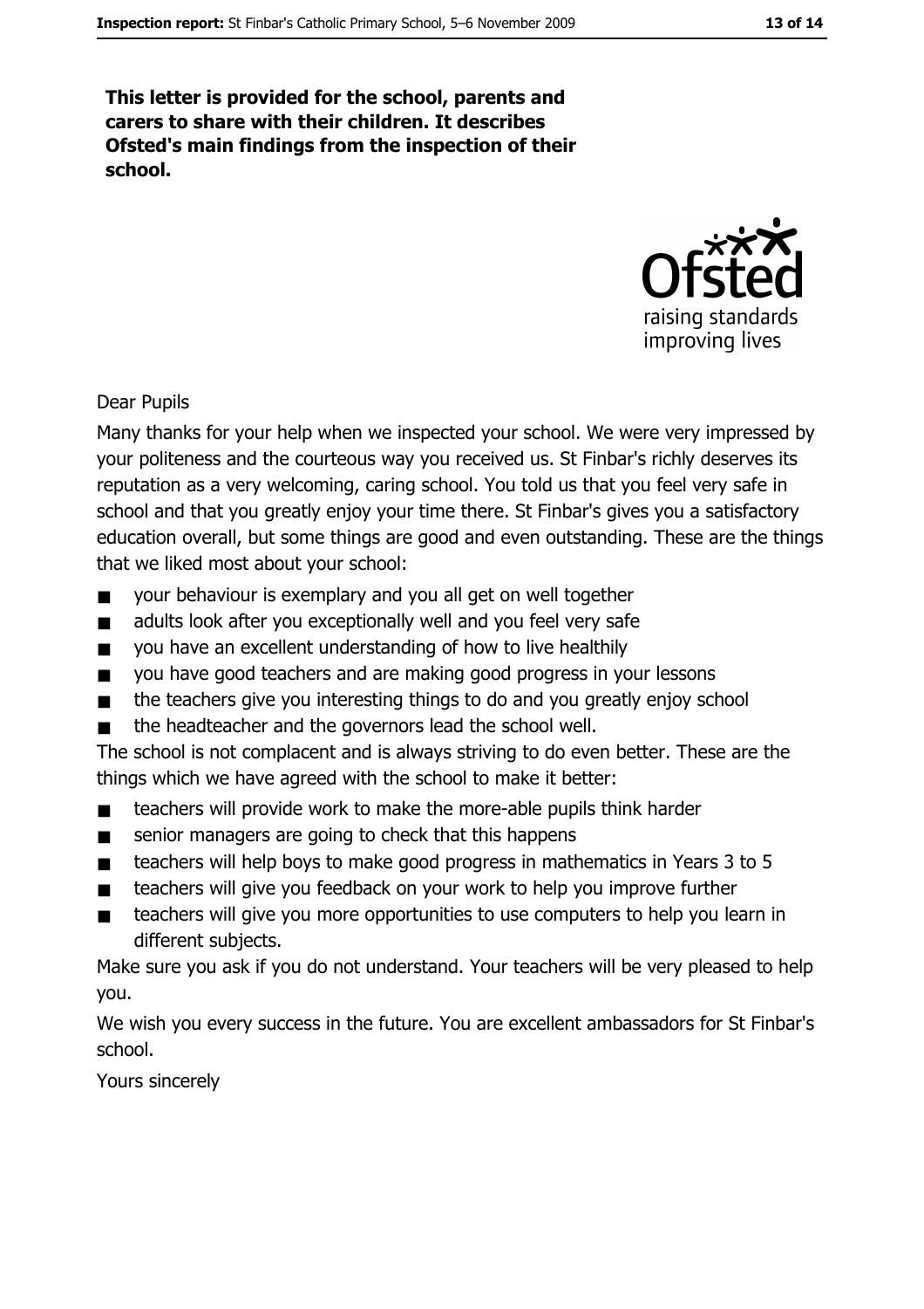**This letter is provided for the school, parents and carers to share with their children. It describes Ofsted's main findings from the inspection of their school.**

Dear Pupils

Many thanks for your help when we inspected your school. We were very impressed by your politeness and the courteous way you received us. St Finbar's richly deserves its reputation as a very welcoming, caring school. You told us that you feel very safe in school and that you greatly enjoy your time there. St Finbar's gives you a satisfactory education overall, but some things are good and even outstanding. These are the things that we liked most about your school:

- your behaviour is exemplary and you all get on well together
- adults look after you exceptionally well and you feel very safe
- you have an excellent understanding of how to live healthily
- you have good teachers and are making good progress in your lessons
- the teachers give you interesting things to do and you greatly enjoy school
- the headteacher and the governors lead the school well.

The school is not complacent and is always striving to do even better. These are the things which we have agreed with the school to make it better:

- teachers will provide work to make the more-able pupils think harder
- senior managers are going to check that this happens
- teachers will help boys to make good progress in mathematics in Years 3 to 5
- teachers will give you feedback on your work to help you improve further
- teachers will give you more opportunities to use computers to help you learn in different subjects.

Make sure you ask if you do not understand. Your teachers will be very pleased to help you.

We wish you every success in the future. You are excellent ambassadors for St Finbar's school.

Yours sincerely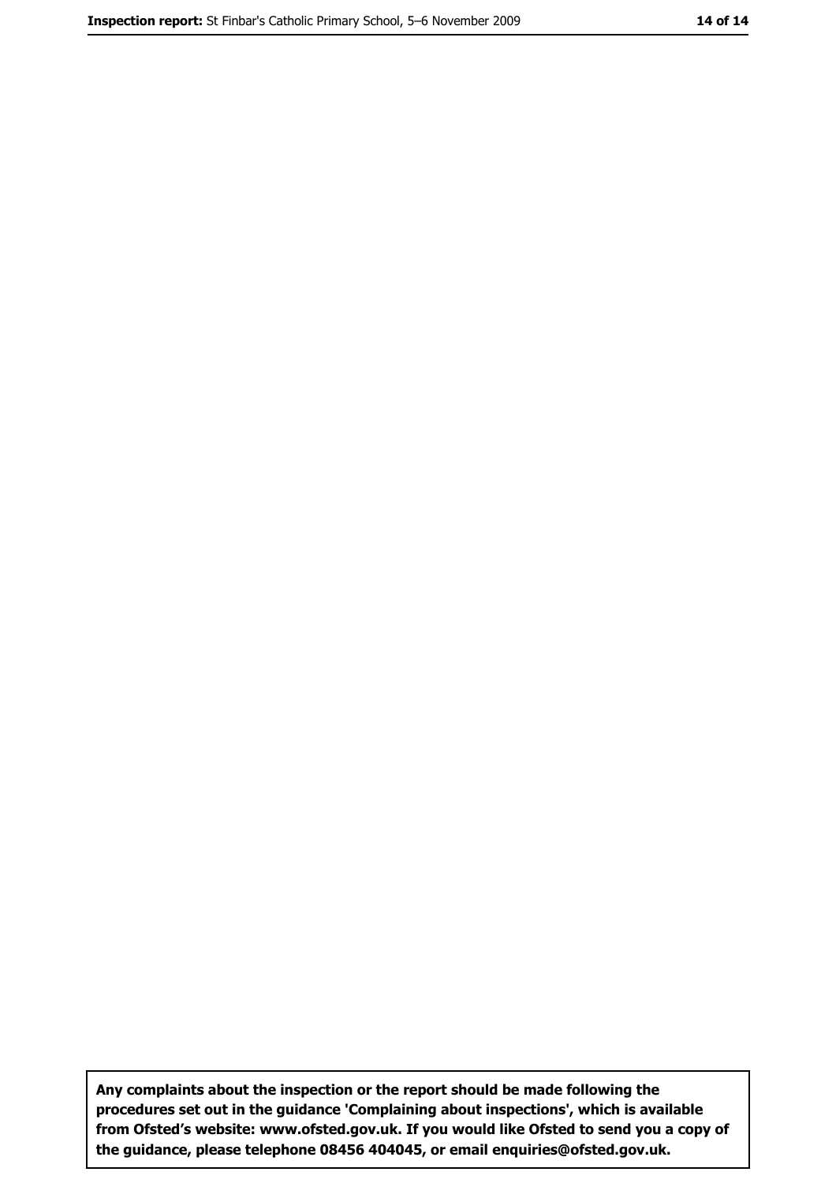**Any complaints about the inspection or the report should be made following the procedures set out in the guidance 'Complaining about inspections', which is available from Ofsted's website: www.ofsted.gov.uk. If you would like Ofsted to send you a copy of the guidance, please telephone 08456 404045, or email enquiries@ofsted.gov.uk.**